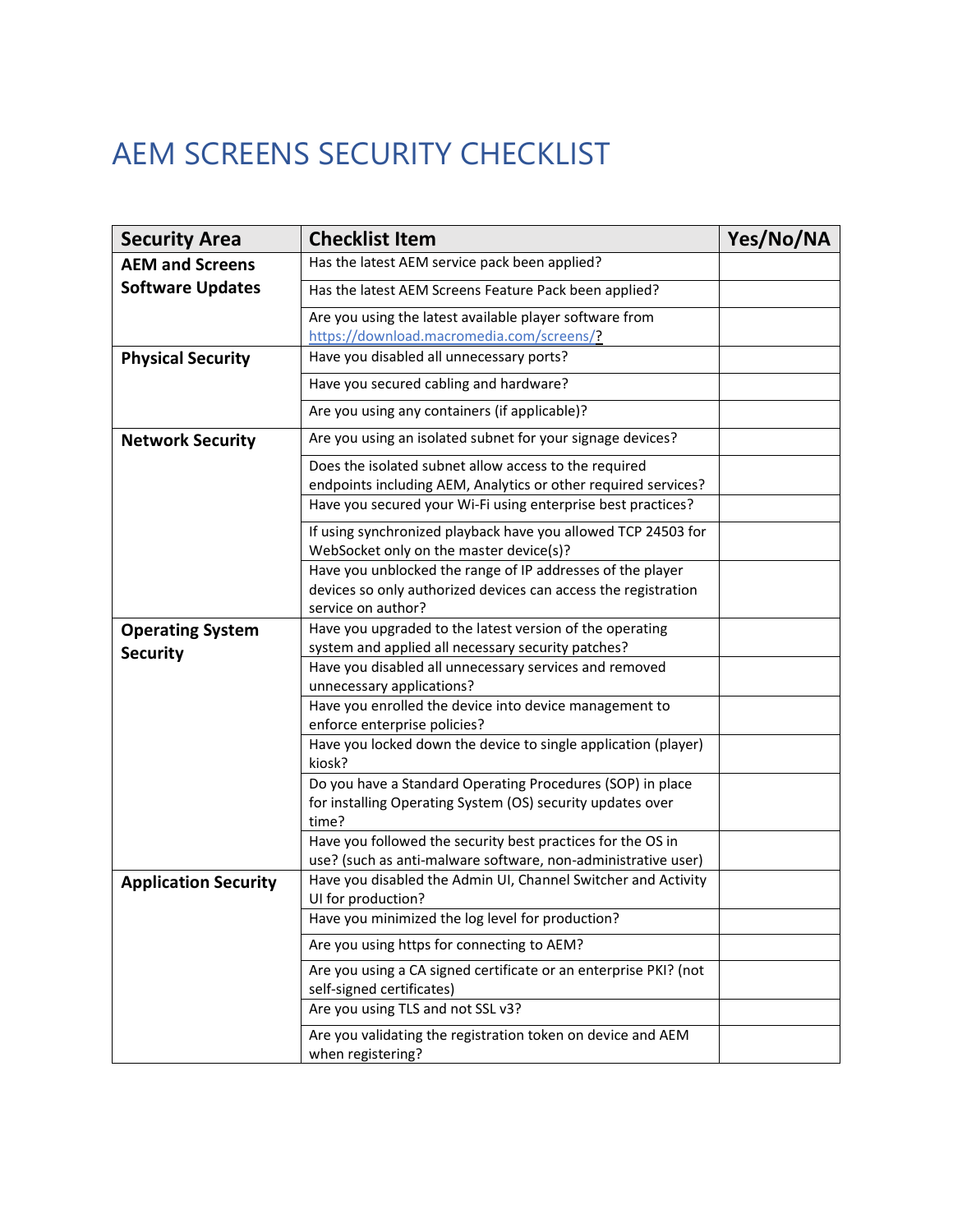# AEM SCREENS SECURITY CHECKLIST

| Security Area | Checklist Item | Yes/No/NA |
|---|---|---|
| **AEM and Screens Software Updates** | Has the latest AEM service pack been applied? | |
| | Has the latest AEM Screens Feature Pack been applied? | |
| | Are you using the latest available player software from https://download.macromedia.com/screens/? | |
| **Physical Security** | Have you disabled all unnecessary ports? | |
| | Have you secured cabling and hardware? | |
| | Are you using any containers (if applicable)? | |
| **Network Security** | Are you using an isolated subnet for your signage devices? | |
| | Does the isolated subnet allow access to the required endpoints including AEM, Analytics or other required services? | |
| | Have you secured your Wi-Fi using enterprise best practices? | |
| | If using synchronized playback have you allowed TCP 24503 for WebSocket only on the master device(s)? | |
| | Have you unblocked the range of IP addresses of the player devices so only authorized devices can access the registration service on author? | |
| **Operating System Security** | Have you upgraded to the latest version of the operating system and applied all necessary security patches? | |
| | Have you disabled all unnecessary services and removed unnecessary applications? | |
| | Have you enrolled the device into device management to enforce enterprise policies? | |
| | Have you locked down the device to single application (player) kiosk? | |
| | Do you have a Standard Operating Procedures (SOP) in place for installing Operating System (OS) security updates over time? | |
| | Have you followed the security best practices for the OS in use? (such as anti-malware software, non-administrative user) | |
| **Application Security** | Have you disabled the Admin UI, Channel Switcher and Activity UI for production? | |
| | Have you minimized the log level for production? | |
| | Are you using https for connecting to AEM? | |
| | Are you using a CA signed certificate or an enterprise PKI? (not self-signed certificates) | |
| | Are you using TLS and not SSL v3? | |
| | Are you validating the registration token on device and AEM when registering? | |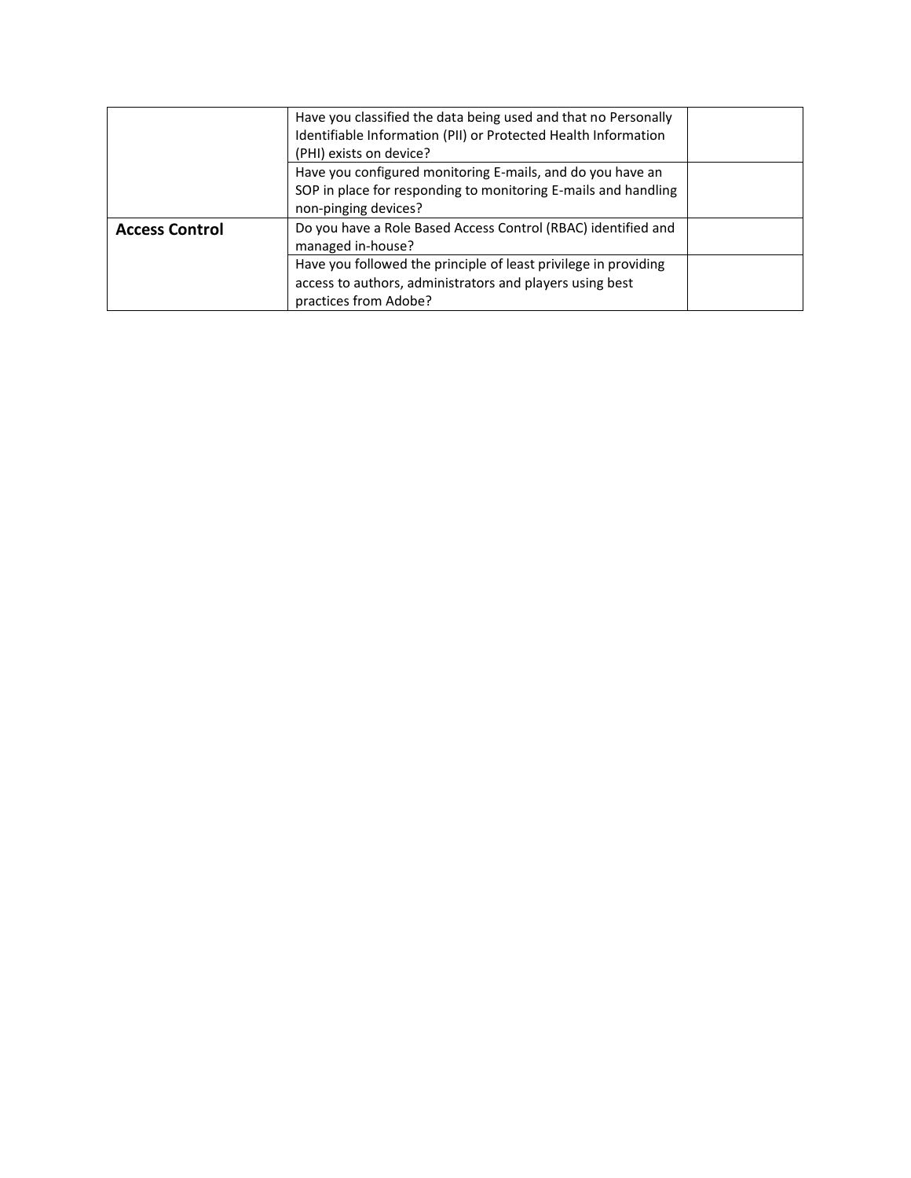| | | |
|---|---|---|
| | Have you classified the data being used and that no Personally Identifiable Information (PII) or Protected Health Information (PHI) exists on device? | |
| | Have you configured monitoring E-mails, and do you have an SOP in place for responding to monitoring E-mails and handling non-pinging devices? | |
| **Access Control** | Do you have a Role Based Access Control (RBAC) identified and managed in-house? | |
| | Have you followed the principle of least privilege in providing access to authors, administrators and players using best practices from Adobe? | |